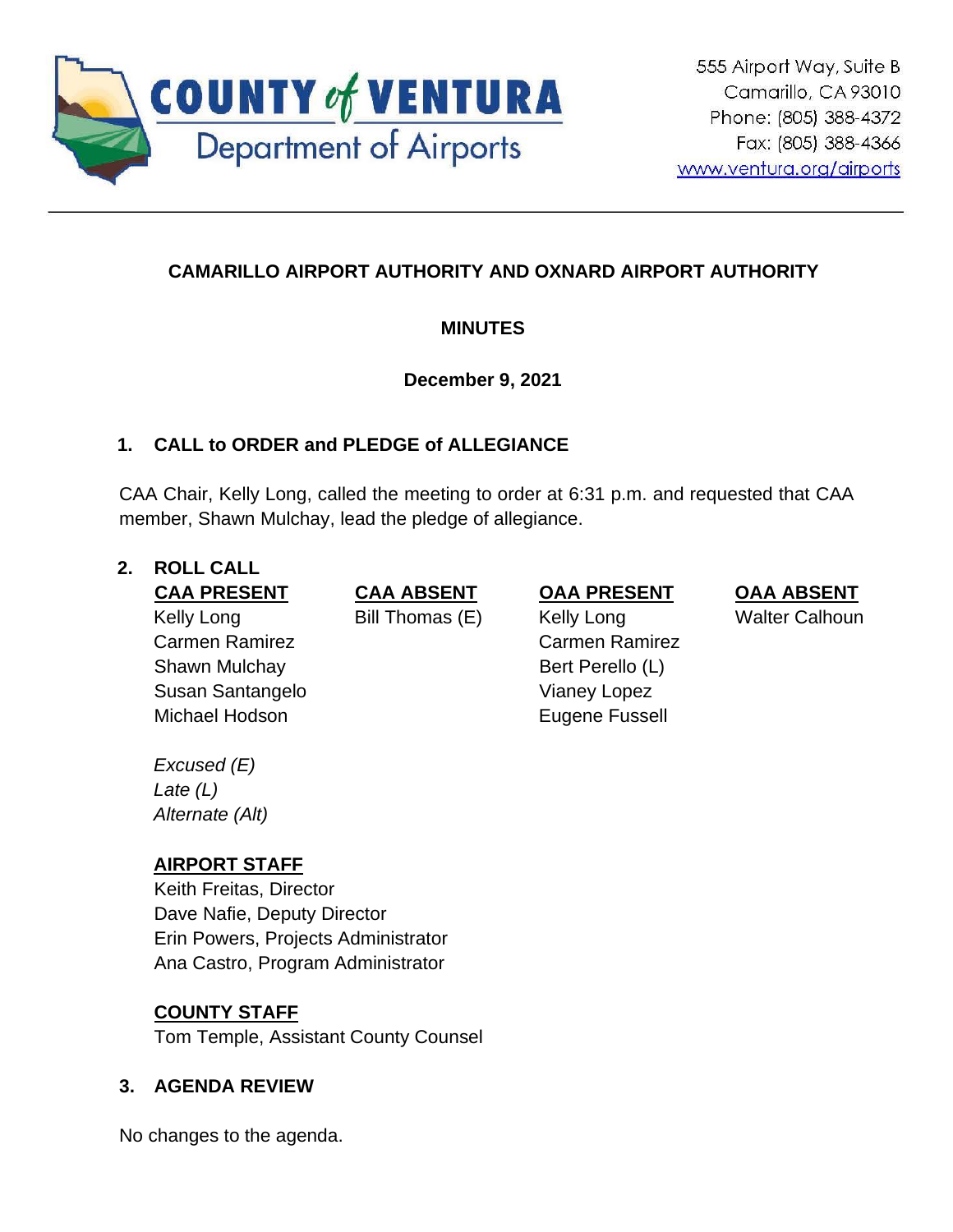COUNTY of VENTURA
Department of Airports

555 Airport Way, Suite B
Camarillo, CA 93010
Phone: (805) 388-4372
Fax: (805) 388-4366
www.ventura.org/airports

---

**CAMARILLO AIRPORT AUTHORITY AND OXNARD AIRPORT AUTHORITY**

**MINUTES**

**December 9, 2021**

## 1. CALL to ORDER and PLEDGE of ALLEGIANCE

CAA Chair, Kelly Long, called the meeting to order at 6:31 p.m. and requested that CAA member, Shawn Mulchay, lead the pledge of allegiance.

## 2. ROLL CALL

| CAA PRESENT | CAA ABSENT | OAA PRESENT | OAA ABSENT |
|---|---|---|---|
| Kelly Long | Bill Thomas (E) | Kelly Long | Walter Calhoun |
| Carmen Ramirez | | Carmen Ramirez | |
| Shawn Mulchay | | Bert Perello (L) | |
| Susan Santangelo | | Vianey Lopez | |
| Michael Hodson | | Eugene Fussell | |

*Excused (E)*
*Late (L)*
*Alternate (Alt)*

**AIRPORT STAFF**
Keith Freitas, Director
Dave Nafie, Deputy Director
Erin Powers, Projects Administrator
Ana Castro, Program Administrator

**COUNTY STAFF**
Tom Temple, Assistant County Counsel

## 3. AGENDA REVIEW

No changes to the agenda.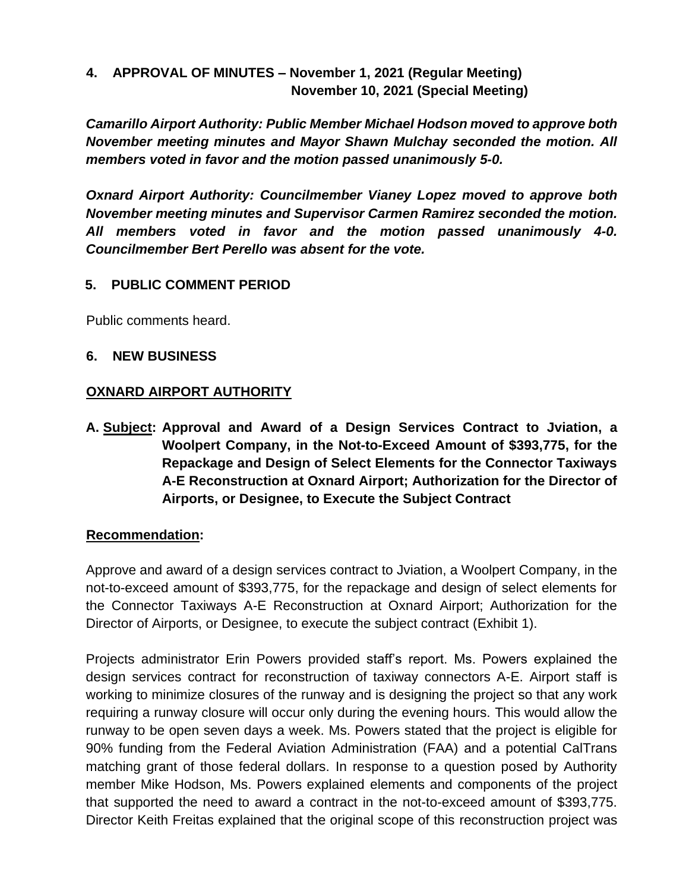## 4. APPROVAL OF MINUTES – November 1, 2021 (Regular Meeting)
## November 10, 2021 (Special Meeting)

***Camarillo Airport Authority: Public Member Michael Hodson moved to approve both November meeting minutes and Mayor Shawn Mulchay seconded the motion. All members voted in favor and the motion passed unanimously 5-0.***

***Oxnard Airport Authority: Councilmember Vianey Lopez moved to approve both November meeting minutes and Supervisor Carmen Ramirez seconded the motion. All members voted in favor and the motion passed unanimously 4-0. Councilmember Bert Perello was absent for the vote.***

## 5. PUBLIC COMMENT PERIOD

Public comments heard.

## 6. NEW BUSINESS

### OXNARD AIRPORT AUTHORITY

**A. Subject: Approval and Award of a Design Services Contract to Jviation, a Woolpert Company, in the Not-to-Exceed Amount of $393,775, for the Repackage and Design of Select Elements for the Connector Taxiways A-E Reconstruction at Oxnard Airport; Authorization for the Director of Airports, or Designee, to Execute the Subject Contract**

**Recommendation:**

Approve and award of a design services contract to Jviation, a Woolpert Company, in the not-to-exceed amount of $393,775, for the repackage and design of select elements for the Connector Taxiways A-E Reconstruction at Oxnard Airport; Authorization for the Director of Airports, or Designee, to execute the subject contract (Exhibit 1).

Projects administrator Erin Powers provided staff's report. Ms. Powers explained the design services contract for reconstruction of taxiway connectors A-E. Airport staff is working to minimize closures of the runway and is designing the project so that any work requiring a runway closure will occur only during the evening hours. This would allow the runway to be open seven days a week. Ms. Powers stated that the project is eligible for 90% funding from the Federal Aviation Administration (FAA) and a potential CalTrans matching grant of those federal dollars. In response to a question posed by Authority member Mike Hodson, Ms. Powers explained elements and components of the project that supported the need to award a contract in the not-to-exceed amount of $393,775. Director Keith Freitas explained that the original scope of this reconstruction project was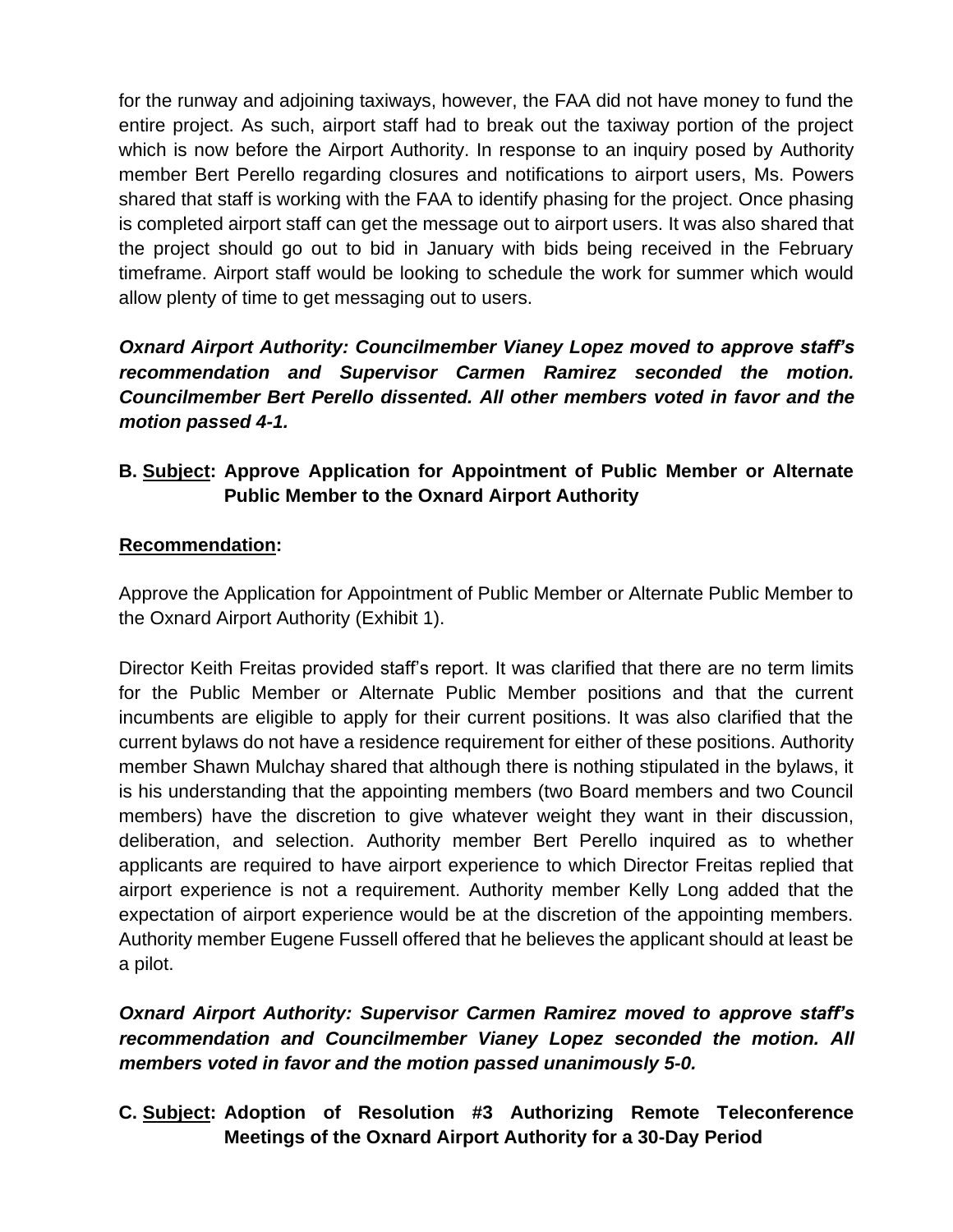for the runway and adjoining taxiways, however, the FAA did not have money to fund the entire project. As such, airport staff had to break out the taxiway portion of the project which is now before the Airport Authority. In response to an inquiry posed by Authority member Bert Perello regarding closures and notifications to airport users, Ms. Powers shared that staff is working with the FAA to identify phasing for the project. Once phasing is completed airport staff can get the message out to airport users. It was also shared that the project should go out to bid in January with bids being received in the February timeframe. Airport staff would be looking to schedule the work for summer which would allow plenty of time to get messaging out to users.

***Oxnard Airport Authority: Councilmember Vianey Lopez moved to approve staff's recommendation and Supervisor Carmen Ramirez seconded the motion. Councilmember Bert Perello dissented. All other members voted in favor and the motion passed 4-1.***

**B. <u>Subject</u>: Approve Application for Appointment of Public Member or Alternate Public Member to the Oxnard Airport Authority**

**<u>Recommendation</u>:**

Approve the Application for Appointment of Public Member or Alternate Public Member to the Oxnard Airport Authority (Exhibit 1).

Director Keith Freitas provided staff's report. It was clarified that there are no term limits for the Public Member or Alternate Public Member positions and that the current incumbents are eligible to apply for their current positions. It was also clarified that the current bylaws do not have a residence requirement for either of these positions. Authority member Shawn Mulchay shared that although there is nothing stipulated in the bylaws, it is his understanding that the appointing members (two Board members and two Council members) have the discretion to give whatever weight they want in their discussion, deliberation, and selection. Authority member Bert Perello inquired as to whether applicants are required to have airport experience to which Director Freitas replied that airport experience is not a requirement. Authority member Kelly Long added that the expectation of airport experience would be at the discretion of the appointing members. Authority member Eugene Fussell offered that he believes the applicant should at least be a pilot.

***Oxnard Airport Authority: Supervisor Carmen Ramirez moved to approve staff's recommendation and Councilmember Vianey Lopez seconded the motion. All members voted in favor and the motion passed unanimously 5-0.***

**C. <u>Subject</u>: Adoption of Resolution #3 Authorizing Remote Teleconference Meetings of the Oxnard Airport Authority for a 30-Day Period**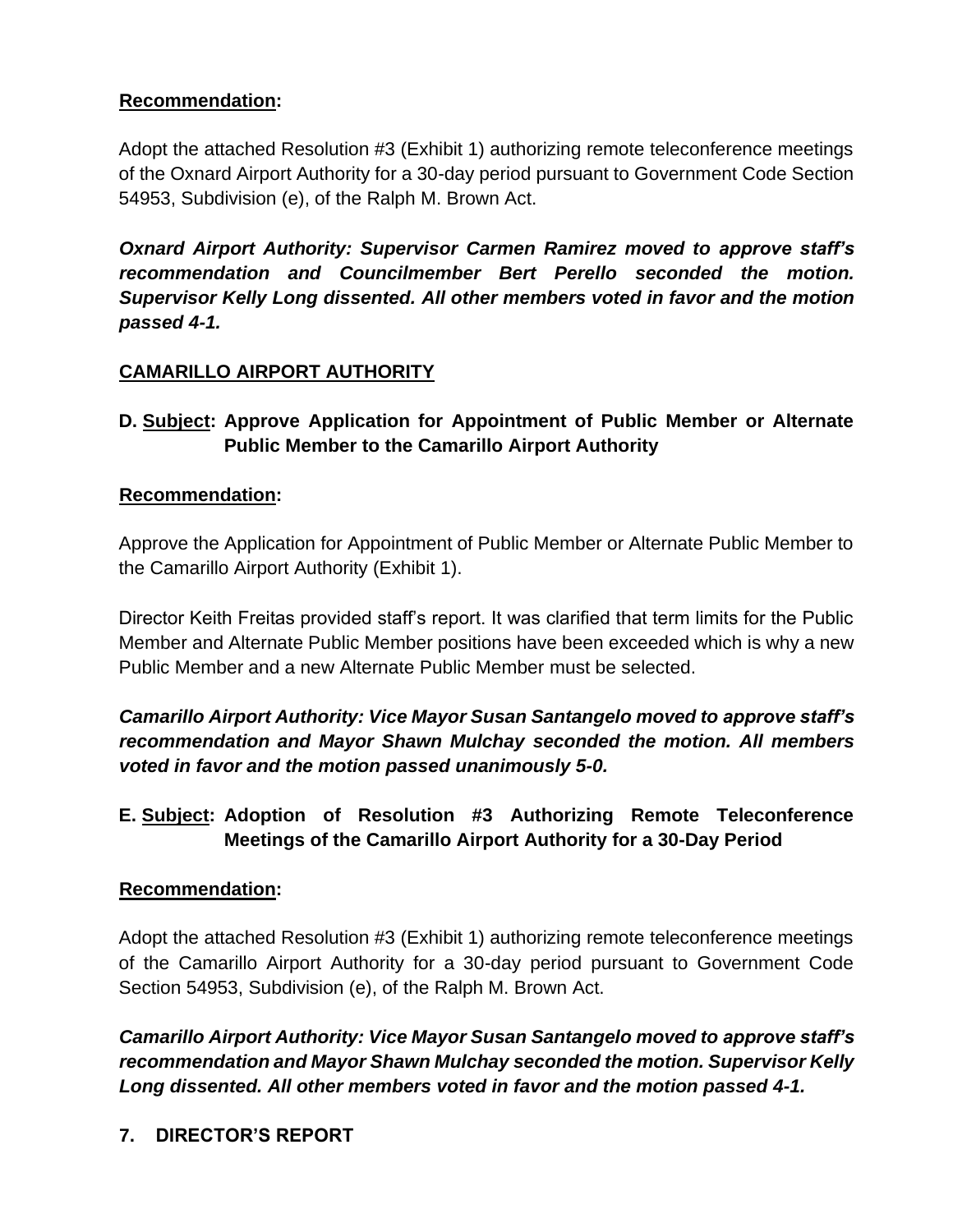**Recommendation:**

Adopt the attached Resolution #3 (Exhibit 1) authorizing remote teleconference meetings of the Oxnard Airport Authority for a 30-day period pursuant to Government Code Section 54953, Subdivision (e), of the Ralph M. Brown Act.

***Oxnard Airport Authority: Supervisor Carmen Ramirez moved to approve staff's recommendation and Councilmember Bert Perello seconded the motion. Supervisor Kelly Long dissented. All other members voted in favor and the motion passed 4-1.***

**CAMARILLO AIRPORT AUTHORITY**

**D. Subject: Approve Application for Appointment of Public Member or Alternate Public Member to the Camarillo Airport Authority**

**Recommendation:**

Approve the Application for Appointment of Public Member or Alternate Public Member to the Camarillo Airport Authority (Exhibit 1).

Director Keith Freitas provided staff's report. It was clarified that term limits for the Public Member and Alternate Public Member positions have been exceeded which is why a new Public Member and a new Alternate Public Member must be selected.

***Camarillo Airport Authority: Vice Mayor Susan Santangelo moved to approve staff's recommendation and Mayor Shawn Mulchay seconded the motion. All members voted in favor and the motion passed unanimously 5-0.***

**E. Subject: Adoption of Resolution #3 Authorizing Remote Teleconference Meetings of the Camarillo Airport Authority for a 30-Day Period**

**Recommendation:**

Adopt the attached Resolution #3 (Exhibit 1) authorizing remote teleconference meetings of the Camarillo Airport Authority for a 30-day period pursuant to Government Code Section 54953, Subdivision (e), of the Ralph M. Brown Act.

***Camarillo Airport Authority: Vice Mayor Susan Santangelo moved to approve staff's recommendation and Mayor Shawn Mulchay seconded the motion. Supervisor Kelly Long dissented. All other members voted in favor and the motion passed 4-1.***

**7. DIRECTOR'S REPORT**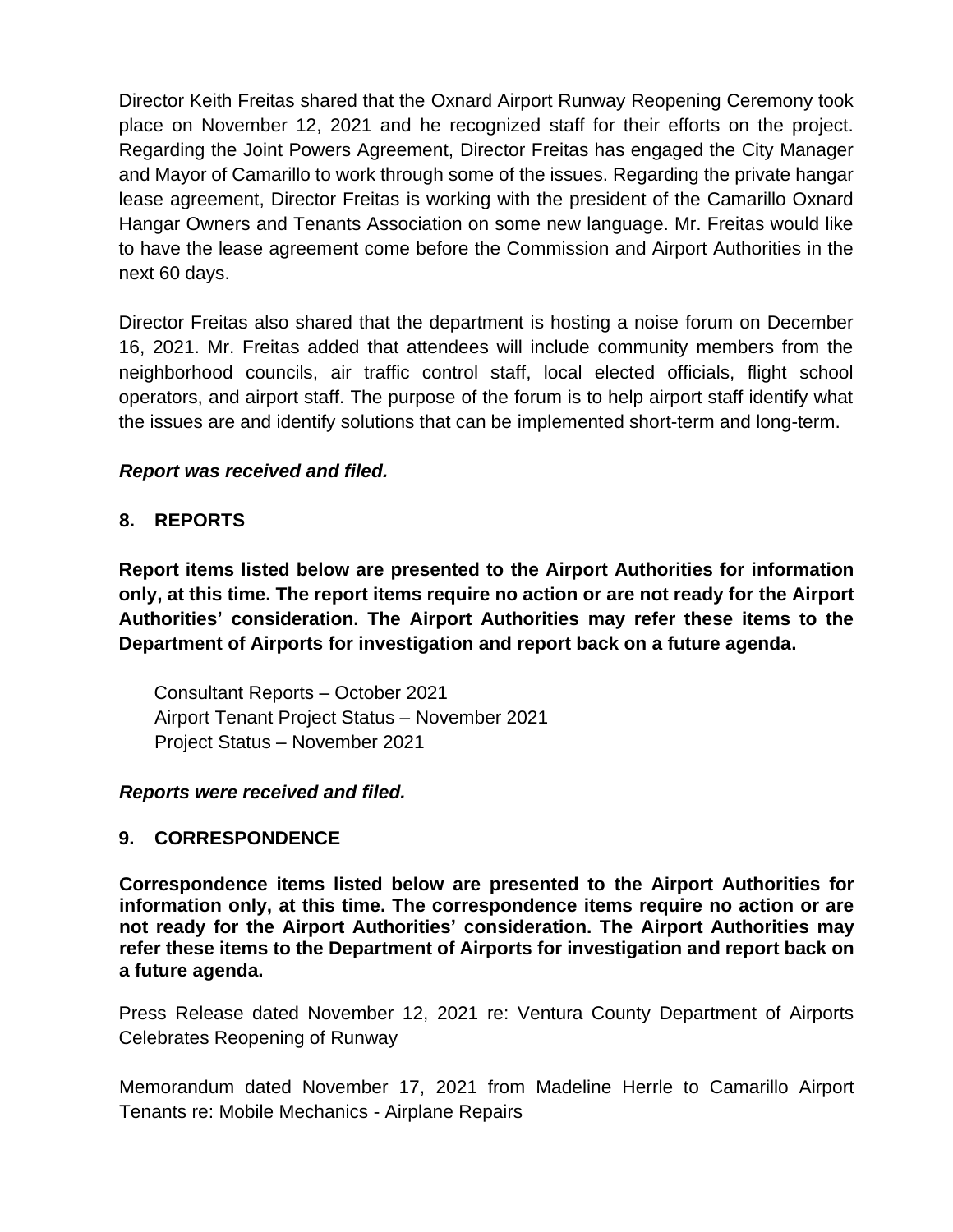Director Keith Freitas shared that the Oxnard Airport Runway Reopening Ceremony took place on November 12, 2021 and he recognized staff for their efforts on the project. Regarding the Joint Powers Agreement, Director Freitas has engaged the City Manager and Mayor of Camarillo to work through some of the issues. Regarding the private hangar lease agreement, Director Freitas is working with the president of the Camarillo Oxnard Hangar Owners and Tenants Association on some new language. Mr. Freitas would like to have the lease agreement come before the Commission and Airport Authorities in the next 60 days.

Director Freitas also shared that the department is hosting a noise forum on December 16, 2021. Mr. Freitas added that attendees will include community members from the neighborhood councils, air traffic control staff, local elected officials, flight school operators, and airport staff. The purpose of the forum is to help airport staff identify what the issues are and identify solutions that can be implemented short-term and long-term.

***Report was received and filed.***

## 8. REPORTS

**Report items listed below are presented to the Airport Authorities for information only, at this time. The report items require no action or are not ready for the Airport Authorities' consideration. The Airport Authorities may refer these items to the Department of Airports for investigation and report back on a future agenda.**

Consultant Reports – October 2021
Airport Tenant Project Status – November 2021
Project Status – November 2021

***Reports were received and filed.***

## 9. CORRESPONDENCE

**Correspondence items listed below are presented to the Airport Authorities for information only, at this time. The correspondence items require no action or are not ready for the Airport Authorities' consideration. The Airport Authorities may refer these items to the Department of Airports for investigation and report back on a future agenda.**

Press Release dated November 12, 2021 re: Ventura County Department of Airports Celebrates Reopening of Runway

Memorandum dated November 17, 2021 from Madeline Herrle to Camarillo Airport Tenants re: Mobile Mechanics - Airplane Repairs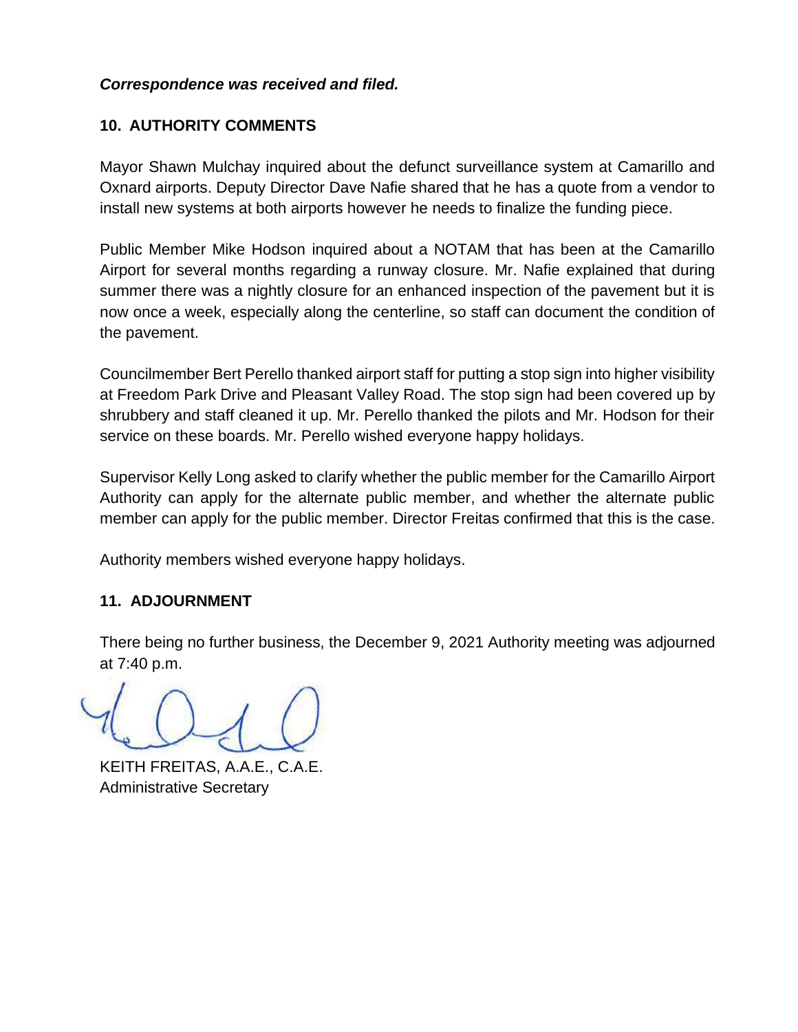***Correspondence was received and filed.***

## 10. AUTHORITY COMMENTS

Mayor Shawn Mulchay inquired about the defunct surveillance system at Camarillo and Oxnard airports. Deputy Director Dave Nafie shared that he has a quote from a vendor to install new systems at both airports however he needs to finalize the funding piece.

Public Member Mike Hodson inquired about a NOTAM that has been at the Camarillo Airport for several months regarding a runway closure. Mr. Nafie explained that during summer there was a nightly closure for an enhanced inspection of the pavement but it is now once a week, especially along the centerline, so staff can document the condition of the pavement.

Councilmember Bert Perello thanked airport staff for putting a stop sign into higher visibility at Freedom Park Drive and Pleasant Valley Road. The stop sign had been covered up by shrubbery and staff cleaned it up. Mr. Perello thanked the pilots and Mr. Hodson for their service on these boards. Mr. Perello wished everyone happy holidays.

Supervisor Kelly Long asked to clarify whether the public member for the Camarillo Airport Authority can apply for the alternate public member, and whether the alternate public member can apply for the public member. Director Freitas confirmed that this is the case.

Authority members wished everyone happy holidays.

## 11. ADJOURNMENT

There being no further business, the December 9, 2021 Authority meeting was adjourned at 7:40 p.m.

KEITH FREITAS, A.A.E., C.A.E.
Administrative Secretary